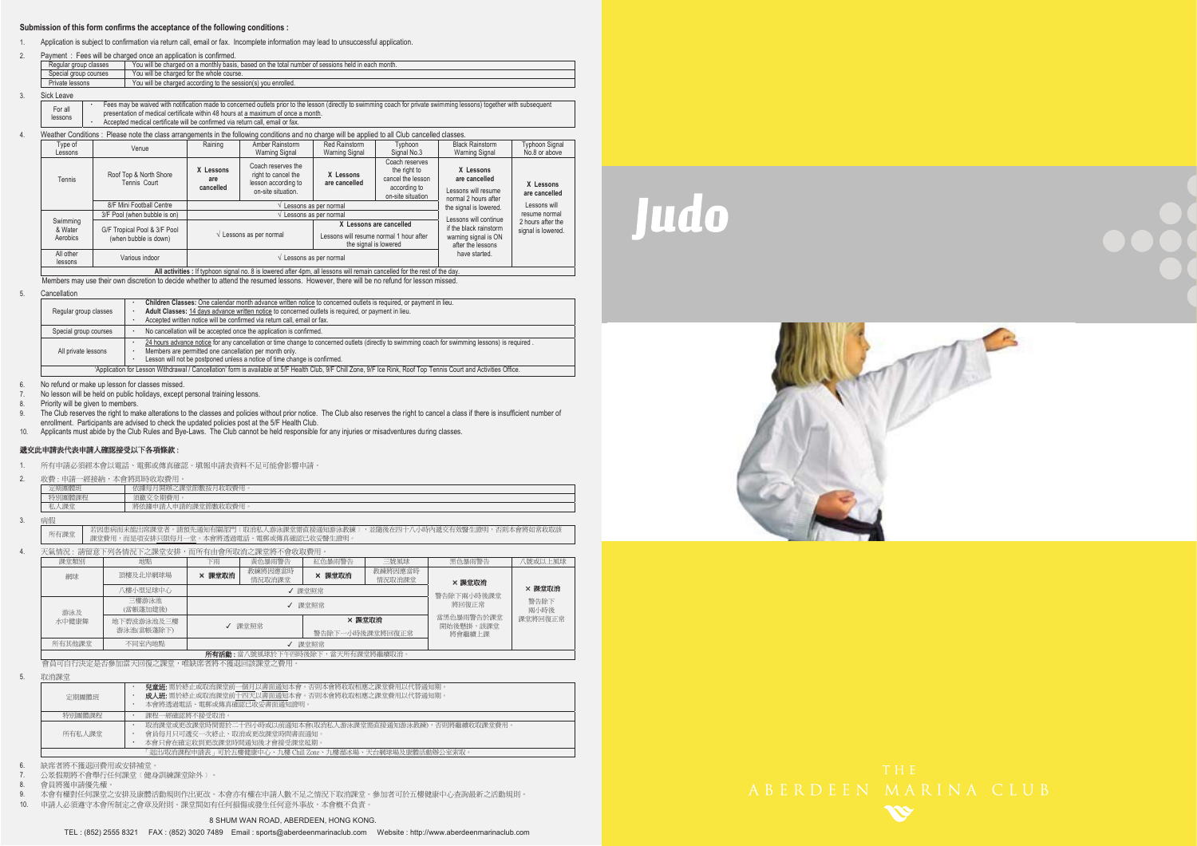**Submission of this form confirms the acceptance of the following conditions :**

1. Application is subject to confirmation via return call, email or fax. Incomplete information may lead to unsuccessful application.

2. Payment : Fees will be charged once an application is confirmed.

| | |
|---|---|
| Regular group classes | You will be charged on a monthly basis, based on the total number of sessions held in each month. |
| Special group courses | You will be charged for the whole course. |
| Private lessons | You will be charged according to the session(s) you enrolled. |

3. Sick Leave

| | |
|---|---|
| For all lessons | • Fees may be waived with notification made to concerned outlets prior to the lesson (directly to swimming coach for private swimming lessons) together with subsequent presentation of medical certificate within 48 hours at a maximum of once a month.<br>• Accepted medical certificate will be confirmed via return call, email or fax. |

4. Weather Conditions : Please note the class arrangements in the following conditions and no charge will be applied to all Club cancelled classes.

| Type of Lessons | Venue | Raining | Amber Rainstorm Warning Signal | Red Rainstorm Warning Signal | Typhoon Signal No.3 | Black Rainstorm Warning Signal | Typhoon Signal No.8 or above |
|---|---|---|---|---|---|---|---|
| Tennis | Roof Top & North Shore Tennis Court | X Lessons are cancelled | Coach reserves the right to cancel the lesson according to on-site situation. | X Lessons are cancelled | Coach reserves the right to cancel the lesson according to on-site situation | X Lessons are cancelled<br>Lessons will resume normal 2 hours after the signal is lowered.<br>Lessons will continue if the black rainstorm warning signal is ON after the lessons have started. | X Lessons are cancelled<br>Lessons will resume normal 2 hours after the signal is lowered. |
| | 8/F Mini Football Centre | √ Lessons as per normal | | | | | |
| Swimming & Water Aerobics | 3/F Pool (when bubble is on) | √ Lessons as per normal | | | | | |
| | G/F Tropical Pool & 3/F Pool (when bubble is down) | √ Lessons as per normal | | X Lessons are cancelled<br>Lessons will resume normal 1 hour after the signal is lowered | | | |
| All other lessons | Various indoor | √ Lessons as per normal | | | | | |
| **All activities :** If typhoon signal no. 8 is lowered after 4pm, all lessons will remain cancelled for the rest of the day. | | | | | | | |

Members may use their own discretion to decide whether to attend the resumed lessons. However, there will be no refund for lesson missed.

5. Cancellation

| | |
|---|---|
| Regular group classes | • **Children Classes:** One calendar month advance written notice to concerned outlets is required, or payment in lieu.<br>• **Adult Classes:** 14 days advance written notice to concerned outlets is required, or payment in lieu.<br>• Accepted written notice will be confirmed via return call, email or fax. |
| Special group courses | • No cancellation will be accepted once the application is confirmed. |
| All private lessons | • 24 hours advance notice for any cancellation or time change to concerned outlets (directly to swimming coach for swimming lessons) is required .<br>• Members are permitted one cancellation per month only.<br>• Lesson will not be postponed unless a notice of time change is confirmed. |
| 'Application for Lesson Withdrawal / Cancellation' form is available at 5/F Health Club, 9/F Chill Zone, 9/F Ice Rink, Roof Top Tennis Court and Activities Office. | |

6. No refund or make up lesson for classes missed.
7. No lesson will be held on public holidays, except personal training lessons.
8. Priority will be given to members.
9. The Club reserves the right to make alterations to the classes and policies without prior notice. The Club also reserves the right to cancel a class if there is insufficient number of enrollment. Participants are advised to check the updated policies post at the 5/F Health Club.
10. Applicants must abide by the Club Rules and Bye-Laws. The Club cannot be held responsible for any injuries or misadventures during classes.

**遞交此申請表代表申請人確認接受以下各項條款：**

1. 所有申請必須經本會以電話、電郵或傳真確認。填報申請表資料不足可能會影響申請。

2. 收費：申請一經接納，本會將即時收取費用。

| | |
|---|---|
| 定期團體班 | 依據每月開辦之課堂節數按月收取費用。 |
| 特別團體課程 | 須繳交全期費用。 |
| 私人課堂 | 將依據申請人申請的課堂節數收取費用。 |

3. 病假

| | |
|---|---|
| 所有課堂 | 若因患病而未能出席課堂者，請預先通知有關部門（取消私人游泳課堂需直接通知游泳教練），並隨後在四十八小時內遞交有效醫生證明，否則本會將如常收取該課堂費用，而是項安排只限每月一堂。本會將透過電話、電郵或傳真確認已收妥醫生證明。 |

4. 天氣情況：請留意下列各情況下之課堂安排，而所有由會所取消之課堂將不會收取費用。

| 課堂類別 | 地點 | 下雨 | 黃色暴雨警告 | 紅色暴雨警告 | 三號風球 | 黑色暴雨警告 | 八號或以上風球 |
|---|---|---|---|---|---|---|---|
| 網球 | 頂樓及北岸網球場 | × 課堂取消 | 教練將因應當時情況取消課堂 | × 課堂取消 | 教練將因應當時情況取消課堂 | × 課堂取消<br>警告除下兩小時後課堂將回復正常<br>當黑色暴雨警告於課堂開始後懸掛，該課堂將會繼續上課 | × 課堂取消<br>警告除下兩小時後課堂將回復正常 |
| | 八樓小型足球中心 | ✓ 課堂照常 | | | | | |
| 游泳及水中健康舞 | 三樓游泳池(當帳蓬加建後) | ✓ 課堂照常 | | | | | |
| | 地下碧波游泳池及三樓游泳池(當帳蓬拆下) | ✓ 課堂照常 | | × 課堂取消<br>警告除下一小時後課堂將回復正常 | | | |
| 所有其他課堂 | 不同室內地點 | ✓ 課堂照常 | | | | | |
| **所有活動：**當八號風球於下午四時後除下，當天所有課堂將繼續取消。 | | | | | | | |

會員可自行決定是否參加當天回復之課堂，唯缺席者將不獲退回該課堂之費用。

5. 取消課堂

| | |
|---|---|
| 定期團體班 | • **兒童班:** 需於終止或取消課堂前一個月以書面通知本會，否則本會將收取相應之課堂費用以代替通知期。<br>• **成人班:** 需於終止或取消課堂前十四天以書面通知本會，否則本會將收取相應之課堂費用以代替通知期。<br>• 本會將透過電話、電郵或傳真確認已收妥書面通知證明。 |
| 特別團體課程 | • 課程一經確認將不接受取消。 |
| 所有私人課堂 | • 取消課堂或更改課堂時間需於二十四小時或以前通知本會(取消私人游泳課堂需直接通知游泳教練)，否則將繼續收取課堂費用。<br>• 會員每月只可遞交一次終止、取消或更改課堂時間書面通知。<br>• 本會只會在確定收到更改課堂時間通知後才會接受課堂延期。 |
| 「退出/取消課程申請表」可於五樓健康中心、九樓 Chill Zone、九樓溜冰場、天台網球場及康體活動辦公室索取。 | |

6. 缺席者將不獲退回費用或安排補堂。
7. 公眾假期將不會舉行任何課堂（健身訓練課堂除外）。
8. 會員將獲申請優先權。
9. 本會有權對任何課堂之安排及康體活動規則作出更改。本會亦有權在申請人數不足之情況下取消課堂。參加者可於五樓健康中心查詢最新之活動規則。
10. 申請人必須遵守本會所制定之會章及附則。課堂間如有任何損傷或發生任何意外事故，本會概不負責。

8 SHUM WAN ROAD, ABERDEEN, HONG KONG.

TEL : (852) 2555 8321 FAX : (852) 3020 7489 Email : sports@aberdeenmarinaclub.com Website : http://www.aberdeenmarinaclub.com

# Judo

THE ABERDEEN MARINA CLUB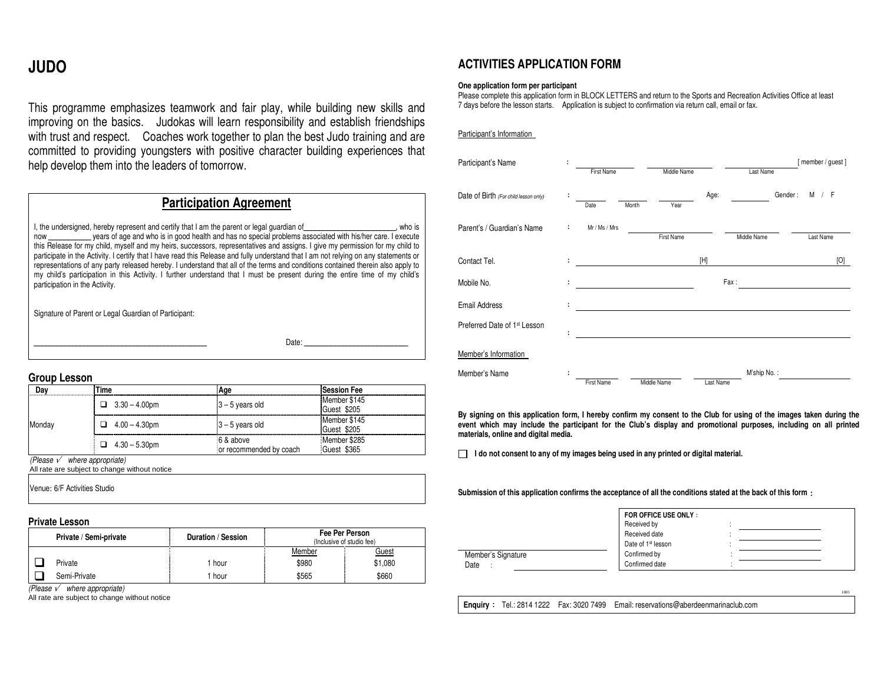# JUDO

This programme emphasizes teamwork and fair play, while building new skills and improving on the basics. Judokas will learn responsibility and establish friendships with trust and respect. Coaches work together to plan the best Judo training and are committed to providing youngsters with positive character building experiences that help develop them into the leaders of tomorrow.

## Participation Agreement

I, the undersigned, hereby represent and certify that I am the parent or legal guardian of________________________, who is now ___________ years of age and who is in good health and has no special problems associated with his/her care. I execute this Release for my child, myself and my heirs, successors, representatives and assigns. I give my permission for my child to participate in the Activity. I certify that I have read this Release and fully understand that I am not relying on any statements or representations of any party released hereby. I understand that all of the terms and conditions contained therein also apply to my child's participation in this Activity. I further understand that I must be present during the entire time of my child's participation in the Activity.

Signature of Parent or Legal Guardian of Participant:

_______________________________________ Date: __________________________

### Group Lesson

| Day | Time | Age | Session Fee |
|---|---|---|---|
| Monday | ❑ 3.30 – 4.00pm | 3 – 5 years old | Member $145<br>Guest $205 |
| | ❑ 4.00 – 4.30pm | 3 – 5 years old | Member $145<br>Guest $205 |
| | ❑ 4.30 – 5.30pm | 6 & above<br>or recommended by coach | Member $285<br>Guest $365 |

*(Please ✓ where appropriate)*

All rate are subject to change without notice

Venue: 6/F Activities Studio

### Private Lesson

| Private / Semi-private | Duration / Session | Fee Per Person (Inclusive of studio fee) | |
|---|---|---|---|
| | | Member | Guest |
| ❑ Private | 1 hour | $980 | $1,080 |
| ❑ Semi-Private | 1 hour | $565 | $660 |

*(Please ✓ where appropriate)*

All rate are subject to change without notice

# ACTIVITIES APPLICATION FORM

**One application form per participant**

Please complete this application form in BLOCK LETTERS and return to the Sports and Recreation Activities Office at least 7 days before the lesson starts. Application is subject to confirmation via return call, email or fax.

Participant's Information

Participant's Name : ____________ First Name ____________ Middle Name ____________ Last Name [ member / guest ]

Date of Birth *(For child lesson only)* : ______ Date ______ Month ______ Year Age: ________ Gender : M / F

Parent's / Guardian's Name : Mr / Ms / Mrs ____________ First Name ____________ Middle Name ____________ Last Name

Contact Tel. : ______________________ [H] ______________________ [O]

Mobile No. : ______________________ Fax : ______________________

Email Address : ____________________________________________

Preferred Date of 1st Lesson : ____________________________________________

Member's Information

Member's Name : ____________ First Name ____________ Middle Name ____________ Last Name M'ship No. : ____________

**By signing on this application form, I hereby confirm my consent to the Club for using of the images taken during the event which may include the participant for the Club's display and promotional purposes, including on all printed materials, online and digital media.**

☐ **I do not consent to any of my images being used in any printed or digital material.**

**Submission of this application confirms the acceptance of all the conditions stated at the back of this form :**

Member's Signature ____________________

Date : ____________________

| **FOR OFFICE USE ONLY :** | |
|---|---|
| Received by | : |
| Received date | : |
| Date of 1st lesson | : |
| Confirmed by | : |
| Confirmed date | : |

1801

**Enquiry :** Tel.: 2814 1222 Fax: 3020 7499 Email: reservations@aberdeenmarinaclub.com